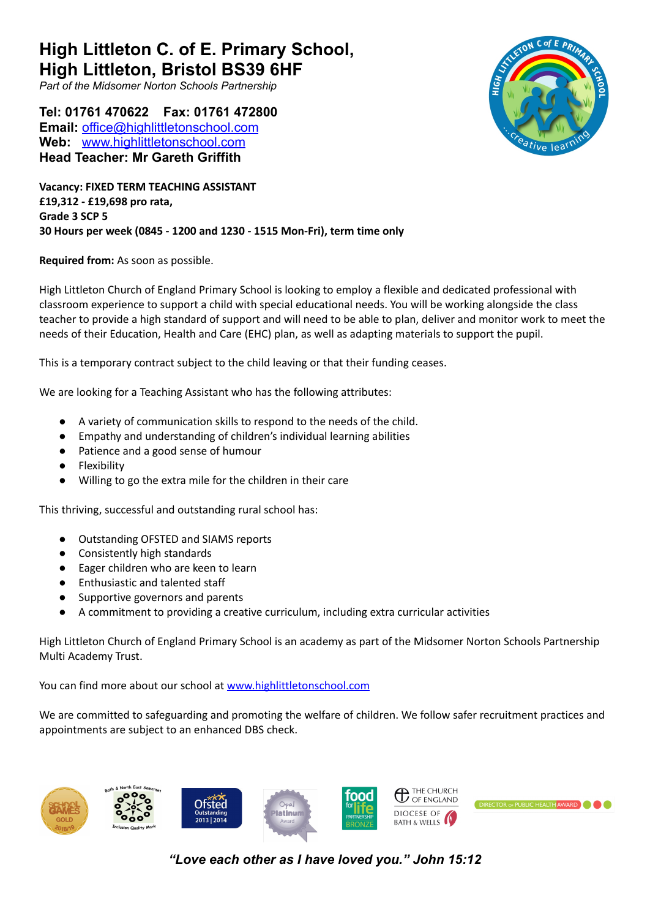# High Littleton C. of E. Primary School, High Littleton, Bristol BS39 6HF

*Part of the Midsomer Norton Schools Partnership*

**Tel: 01761 470622    Fax: 01761 472800**
**Email:** [office@highlittletonschool.com](mailto:office@highlittletonschool.com)
**Web:** [www.highlittletonschool.com](http://www.highlittletonschool.com)
**Head Teacher: Mr Gareth Griffith**

**Vacancy: FIXED TERM TEACHING ASSISTANT**
**£19,312 - £19,698 pro rata,**
**Grade 3 SCP 5**
**30 Hours per week (0845 - 1200 and 1230 - 1515 Mon-Fri), term time only**

**Required from:** As soon as possible.

High Littleton Church of England Primary School is looking to employ a flexible and dedicated professional with classroom experience to support a child with special educational needs. You will be working alongside the class teacher to provide a high standard of support and will need to be able to plan, deliver and monitor work to meet the needs of their Education, Health and Care (EHC) plan, as well as adapting materials to support the pupil.

This is a temporary contract subject to the child leaving or that their funding ceases.

We are looking for a Teaching Assistant who has the following attributes:

- A variety of communication skills to respond to the needs of the child.
- Empathy and understanding of children's individual learning abilities
- Patience and a good sense of humour
- Flexibility
- Willing to go the extra mile for the children in their care

This thriving, successful and outstanding rural school has:

- Outstanding OFSTED and SIAMS reports
- Consistently high standards
- Eager children who are keen to learn
- Enthusiastic and talented staff
- Supportive governors and parents
- A commitment to providing a creative curriculum, including extra curricular activities

High Littleton Church of England Primary School is an academy as part of the Midsomer Norton Schools Partnership Multi Academy Trust.

You can find more about our school at [www.highlittletonschool.com](http://www.highlittletonschool.com)

We are committed to safeguarding and promoting the welfare of children. We follow safer recruitment practices and appointments are subject to an enhanced DBS check.

***"Love each other as I have loved you." John 15:12***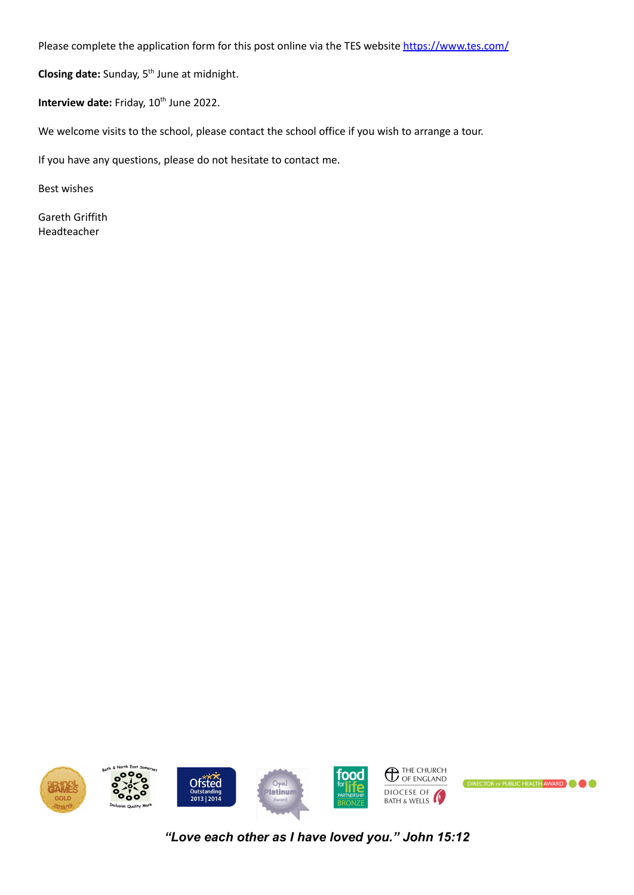Please complete the application form for this post online via the TES website [https://www.tes.com/](https://www.tes.com/)

**Closing date:** Sunday, 5th June at midnight.

**Interview date:** Friday, 10th June 2022.

We welcome visits to the school, please contact the school office if you wish to arrange a tour.

If you have any questions, please do not hesitate to contact me.

Best wishes

Gareth Griffith
Headteacher

*"Love each other as I have loved you." John 15:12*